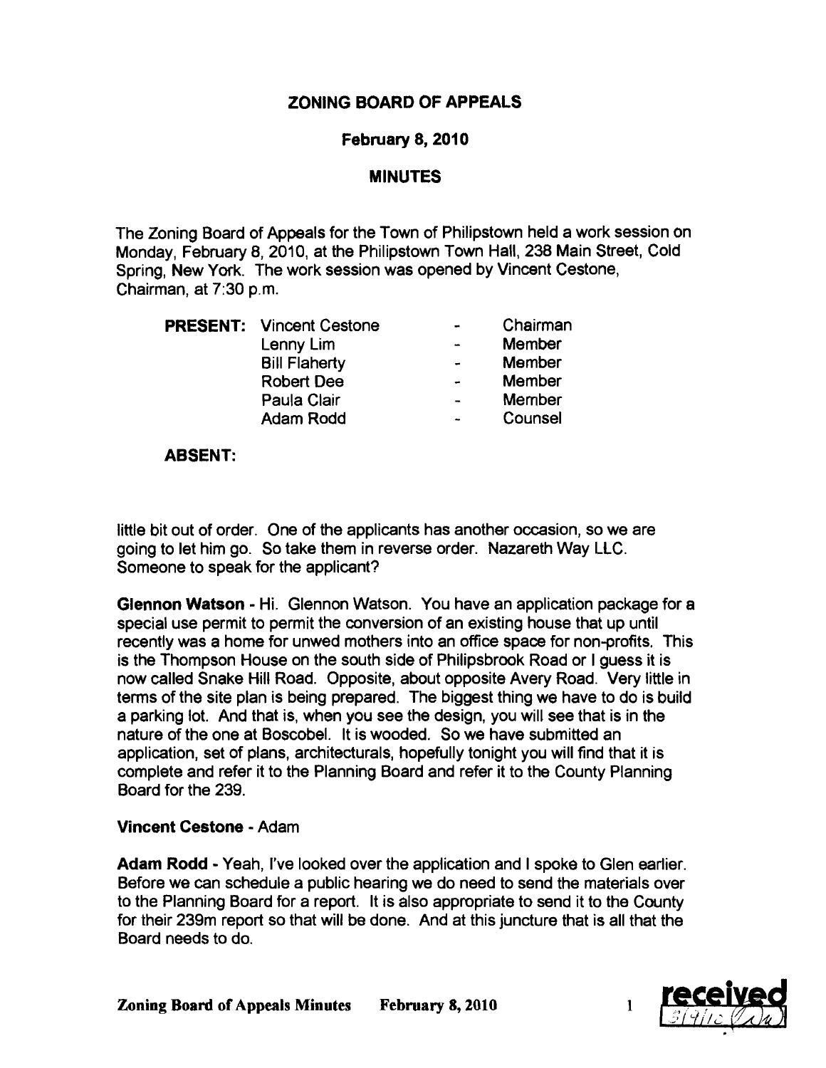# ZONING BOARD OF APPEALS

## February 8, 2010

## MINUTES

The Zoning Board of Appeals for the Town of Philipstown held a work session on Monday, February 8, 2010, at the Philipstown Town Hall, 238 Main Street, Cold Spring, New York. The work session was opened by Vincent Cestone, Chairman, at 7:30 p.m.

| | | | |
|---|---|---|---|
| **PRESENT:** | Vincent Cestone | - | Chairman |
| | Lenny Lim | - | Member |
| | Bill Flaherty | - | Member |
| | Robert Dee | - | Member |
| | Paula Clair | - | Member |
| | Adam Rodd | - | Counsel |

**ABSENT:**

little bit out of order. One of the applicants has another occasion, so we are going to let him go. So take them in reverse order. Nazareth Way LLC. Someone to speak for the applicant?

**Glennon Watson** - Hi. Glennon Watson. You have an application package for a special use permit to permit the conversion of an existing house that up until recently was a home for unwed mothers into an office space for non-profits. This is the Thompson House on the south side of Philipsbrook Road or I guess it is now called Snake Hill Road. Opposite, about opposite Avery Road. Very little in terms of the site plan is being prepared. The biggest thing we have to do is build a parking lot. And that is, when you see the design, you will see that is in the nature of the one at Boscobel. It is wooded. So we have submitted an application, set of plans, architecturals, hopefully tonight you will find that it is complete and refer it to the Planning Board and refer it to the County Planning Board for the 239.

**Vincent Cestone** - Adam

**Adam Rodd** - Yeah, I've looked over the application and I spoke to Glen earlier. Before we can schedule a public hearing we do need to send the materials over to the Planning Board for a report. It is also appropriate to send it to the County for their 239m report so that will be done. And at this juncture that is all that the Board needs to do.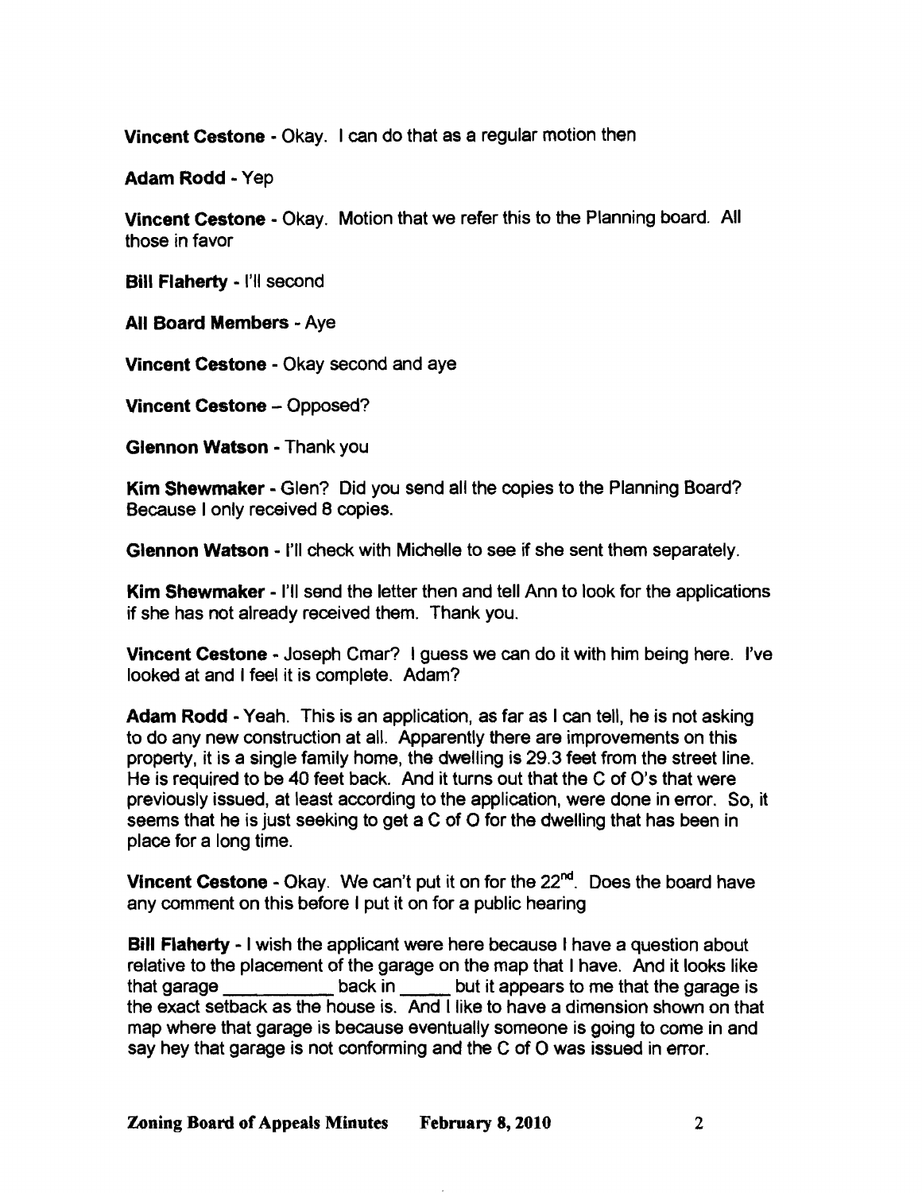**Vincent Cestone** - Okay. I can do that as a regular motion then

**Adam Rodd** - Yep

**Vincent Cestone** - Okay. Motion that we refer this to the Planning board. All those in favor

**Bill Flaherty** - I'll second

**All Board Members** - Aye

**Vincent Cestone** - Okay second and aye

**Vincent Cestone** – Opposed?

**Glennon Watson** - Thank you

**Kim Shewmaker** - Glen? Did you send all the copies to the Planning Board? Because I only received 8 copies.

**Glennon Watson** - I'll check with Michelle to see if she sent them separately.

**Kim Shewmaker** - I'll send the letter then and tell Ann to look for the applications if she has not already received them. Thank you.

**Vincent Cestone** - Joseph Cmar? I guess we can do it with him being here. I've looked at and I feel it is complete. Adam?

**Adam Rodd** - Yeah. This is an application, as far as I can tell, he is not asking to do any new construction at all. Apparently there are improvements on this property, it is a single family home, the dwelling is 29.3 feet from the street line. He is required to be 40 feet back. And it turns out that the C of O's that were previously issued, at least according to the application, were done in error. So, it seems that he is just seeking to get a C of O for the dwelling that has been in place for a long time.

**Vincent Cestone** - Okay. We can't put it on for the 22nd. Does the board have any comment on this before I put it on for a public hearing

**Bill Flaherty** - I wish the applicant were here because I have a question about relative to the placement of the garage on the map that I have. And it looks like that garage ___________ back in _____ but it appears to me that the garage is the exact setback as the house is. And I like to have a dimension shown on that map where that garage is because eventually someone is going to come in and say hey that garage is not conforming and the C of O was issued in error.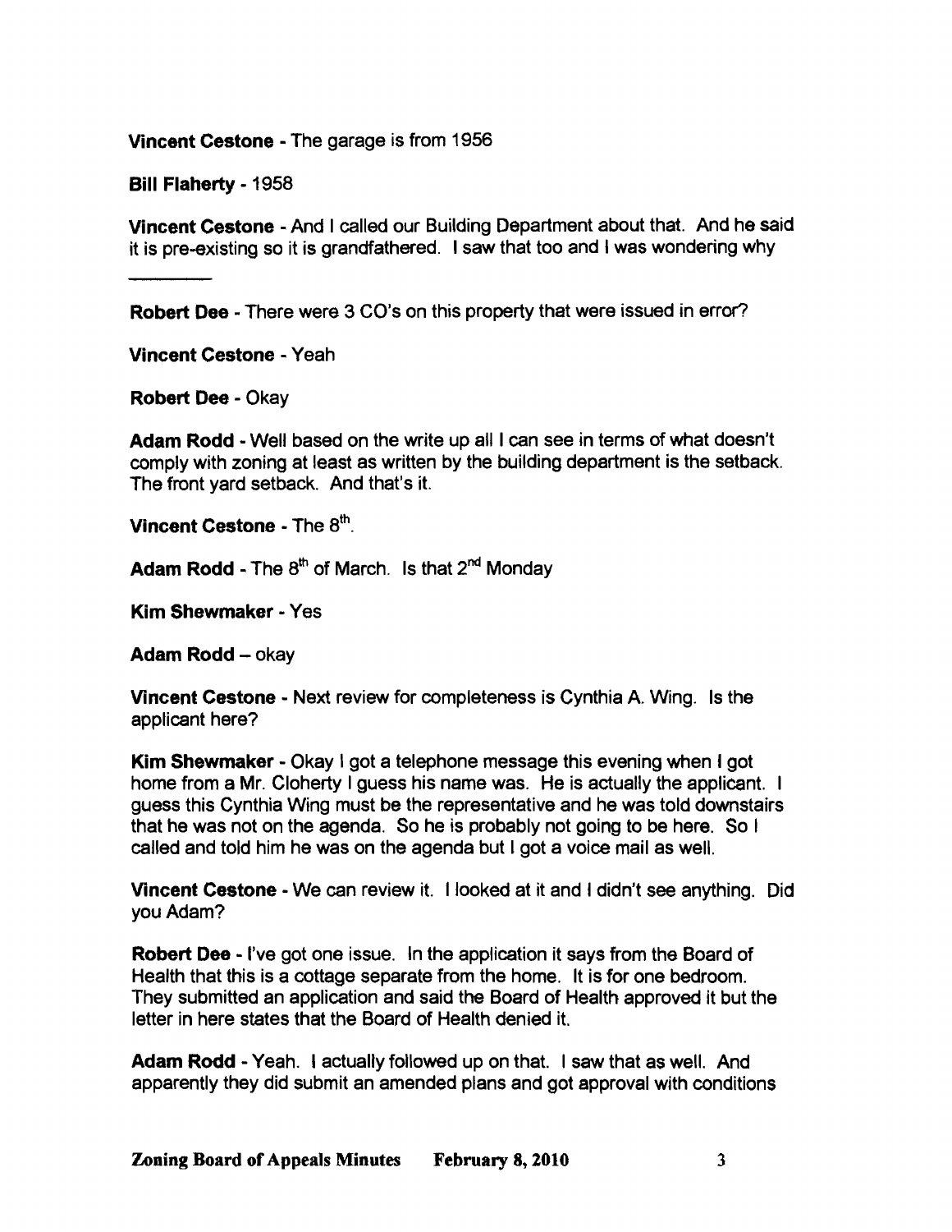**Vincent Cestone** - The garage is from 1956

**Bill Flaherty** - 1958

**Vincent Cestone** - And I called our Building Department about that. And he said it is pre-existing so it is grandfathered. I saw that too and I was wondering why

---

**Robert Dee** - There were 3 CO's on this property that were issued in error?

**Vincent Cestone** - Yeah

**Robert Dee** - Okay

**Adam Rodd** - Well based on the write up all I can see in terms of what doesn't comply with zoning at least as written by the building department is the setback. The front yard setback. And that's it.

**Vincent Cestone** - The 8th.

**Adam Rodd** - The 8th of March. Is that 2nd Monday

**Kim Shewmaker** - Yes

**Adam Rodd** – okay

**Vincent Cestone** - Next review for completeness is Cynthia A. Wing. Is the applicant here?

**Kim Shewmaker** - Okay I got a telephone message this evening when I got home from a Mr. Cloherty I guess his name was. He is actually the applicant. I guess this Cynthia Wing must be the representative and he was told downstairs that he was not on the agenda. So he is probably not going to be here. So I called and told him he was on the agenda but I got a voice mail as well.

**Vincent Cestone** - We can review it. I looked at it and I didn't see anything. Did you Adam?

**Robert Dee** - I've got one issue. In the application it says from the Board of Health that this is a cottage separate from the home. It is for one bedroom. They submitted an application and said the Board of Health approved it but the letter in here states that the Board of Health denied it.

**Adam Rodd** - Yeah. I actually followed up on that. I saw that as well. And apparently they did submit an amended plans and got approval with conditions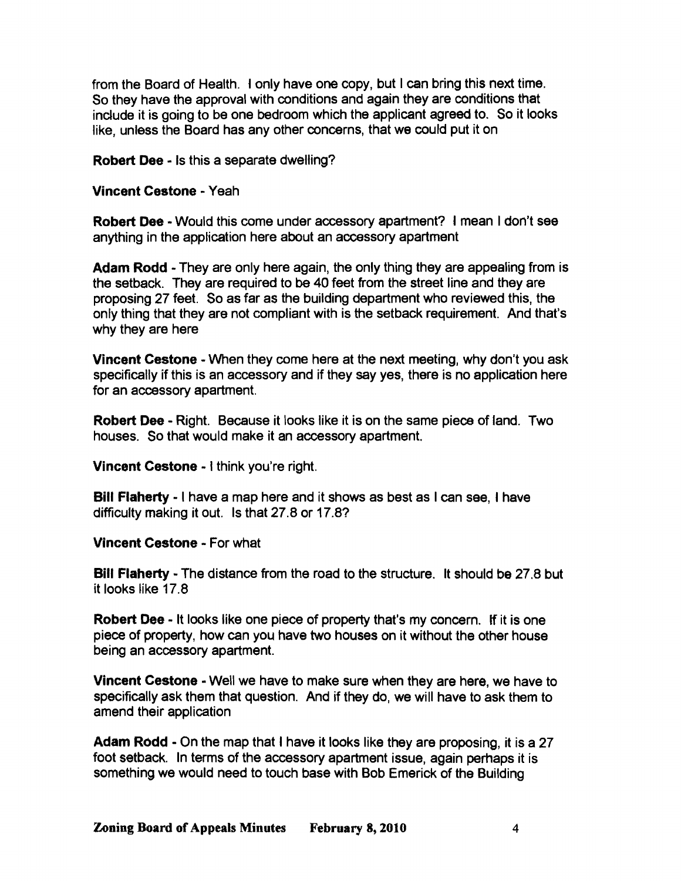from the Board of Health. I only have one copy, but I can bring this next time. So they have the approval with conditions and again they are conditions that include it is going to be one bedroom which the applicant agreed to. So it looks like, unless the Board has any other concerns, that we could put it on

**Robert Dee** - Is this a separate dwelling?

**Vincent Cestone** - Yeah

**Robert Dee** - Would this come under accessory apartment? I mean I don't see anything in the application here about an accessory apartment

**Adam Rodd** - They are only here again, the only thing they are appealing from is the setback. They are required to be 40 feet from the street line and they are proposing 27 feet. So as far as the building department who reviewed this, the only thing that they are not compliant with is the setback requirement. And that's why they are here

**Vincent Cestone** - When they come here at the next meeting, why don't you ask specifically if this is an accessory and if they say yes, there is no application here for an accessory apartment.

**Robert Dee** - Right. Because it looks like it is on the same piece of land. Two houses. So that would make it an accessory apartment.

**Vincent Cestone** - I think you're right.

**Bill Flaherty** - I have a map here and it shows as best as I can see, I have difficulty making it out. Is that 27.8 or 17.8?

**Vincent Cestone** - For what

**Bill Flaherty** - The distance from the road to the structure. It should be 27.8 but it looks like 17.8

**Robert Dee** - It looks like one piece of property that's my concern. If it is one piece of property, how can you have two houses on it without the other house being an accessory apartment.

**Vincent Cestone** - Well we have to make sure when they are here, we have to specifically ask them that question. And if they do, we will have to ask them to amend their application

**Adam Rodd** - On the map that I have it looks like they are proposing, it is a 27 foot setback. In terms of the accessory apartment issue, again perhaps it is something we would need to touch base with Bob Emerick of the Building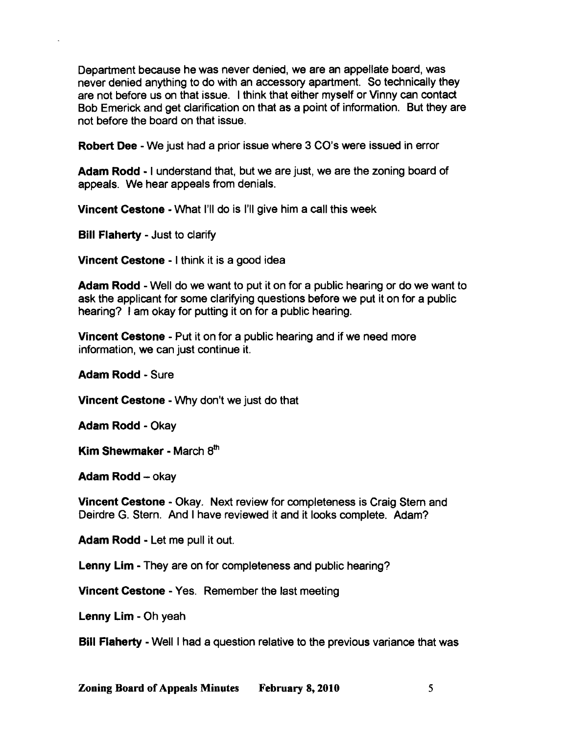Department because he was never denied, we are an appellate board, was never denied anything to do with an accessory apartment. So technically they are not before us on that issue. I think that either myself or Vinny can contact Bob Emerick and get clarification on that as a point of information. But they are not before the board on that issue.

**Robert Dee** - We just had a prior issue where 3 CO's were issued in error

**Adam Rodd** - I understand that, but we are just, we are the zoning board of appeals. We hear appeals from denials.

**Vincent Cestone** - What I'll do is I'll give him a call this week

**Bill Flaherty** - Just to clarify

**Vincent Cestone** - I think it is a good idea

**Adam Rodd** - Well do we want to put it on for a public hearing or do we want to ask the applicant for some clarifying questions before we put it on for a public hearing? I am okay for putting it on for a public hearing.

**Vincent Cestone** - Put it on for a public hearing and if we need more information, we can just continue it.

**Adam Rodd** - Sure

**Vincent Cestone** - Why don't we just do that

**Adam Rodd** - Okay

**Kim Shewmaker** - March 8th

**Adam Rodd** – okay

**Vincent Cestone** - Okay. Next review for completeness is Craig Stern and Deirdre G. Stern. And I have reviewed it and it looks complete. Adam?

**Adam Rodd** - Let me pull it out.

**Lenny Lim** - They are on for completeness and public hearing?

**Vincent Cestone** - Yes. Remember the last meeting

**Lenny Lim** - Oh yeah

**Bill Flaherty** - Well I had a question relative to the previous variance that was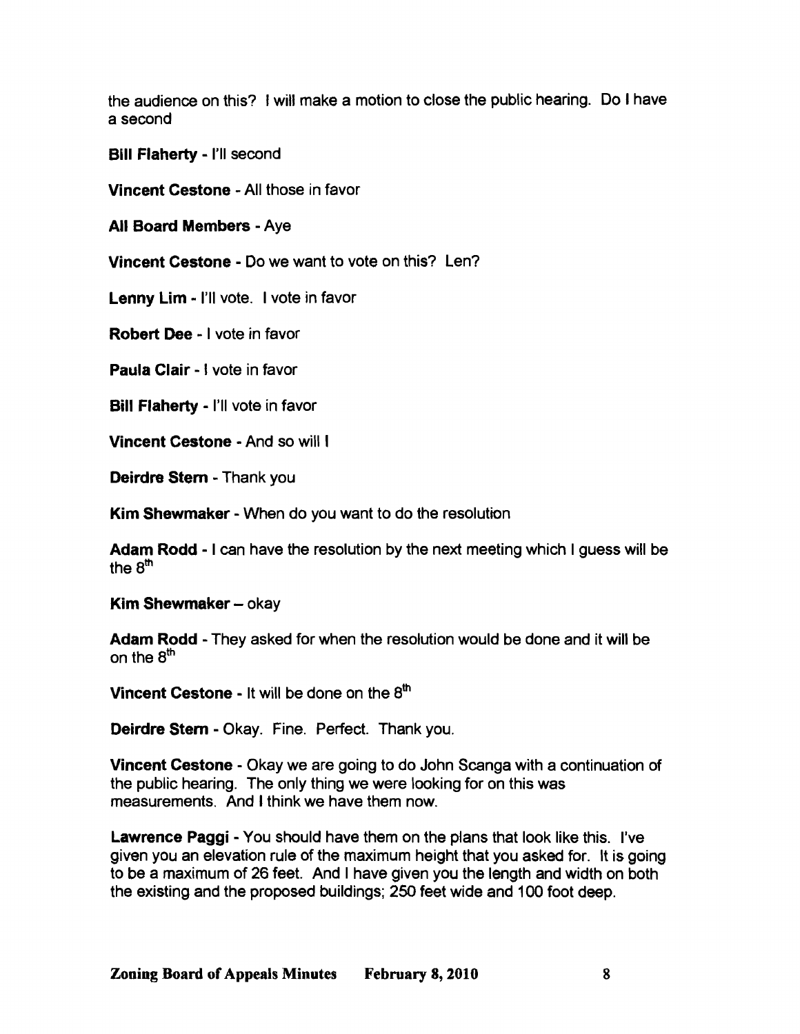the audience on this? I will make a motion to close the public hearing. Do I have a second

**Bill Flaherty** - I'll second

**Vincent Cestone** - All those in favor

**All Board Members** - Aye

**Vincent Cestone** - Do we want to vote on this? Len?

**Lenny Lim** - I'll vote. I vote in favor

**Robert Dee** - I vote in favor

**Paula Clair** - I vote in favor

**Bill Flaherty** - I'll vote in favor

**Vincent Cestone** - And so will I

**Deirdre Stern** - Thank you

**Kim Shewmaker** - When do you want to do the resolution

**Adam Rodd** - I can have the resolution by the next meeting which I guess will be the 8th

**Kim Shewmaker** – okay

**Adam Rodd** - They asked for when the resolution would be done and it will be on the 8th

**Vincent Cestone** - It will be done on the 8th

**Deirdre Stern** - Okay. Fine. Perfect. Thank you.

**Vincent Cestone** - Okay we are going to do John Scanga with a continuation of the public hearing. The only thing we were looking for on this was measurements. And I think we have them now.

**Lawrence Paggi** - You should have them on the plans that look like this. I've given you an elevation rule of the maximum height that you asked for. It is going to be a maximum of 26 feet. And I have given you the length and width on both the existing and the proposed buildings; 250 feet wide and 100 foot deep.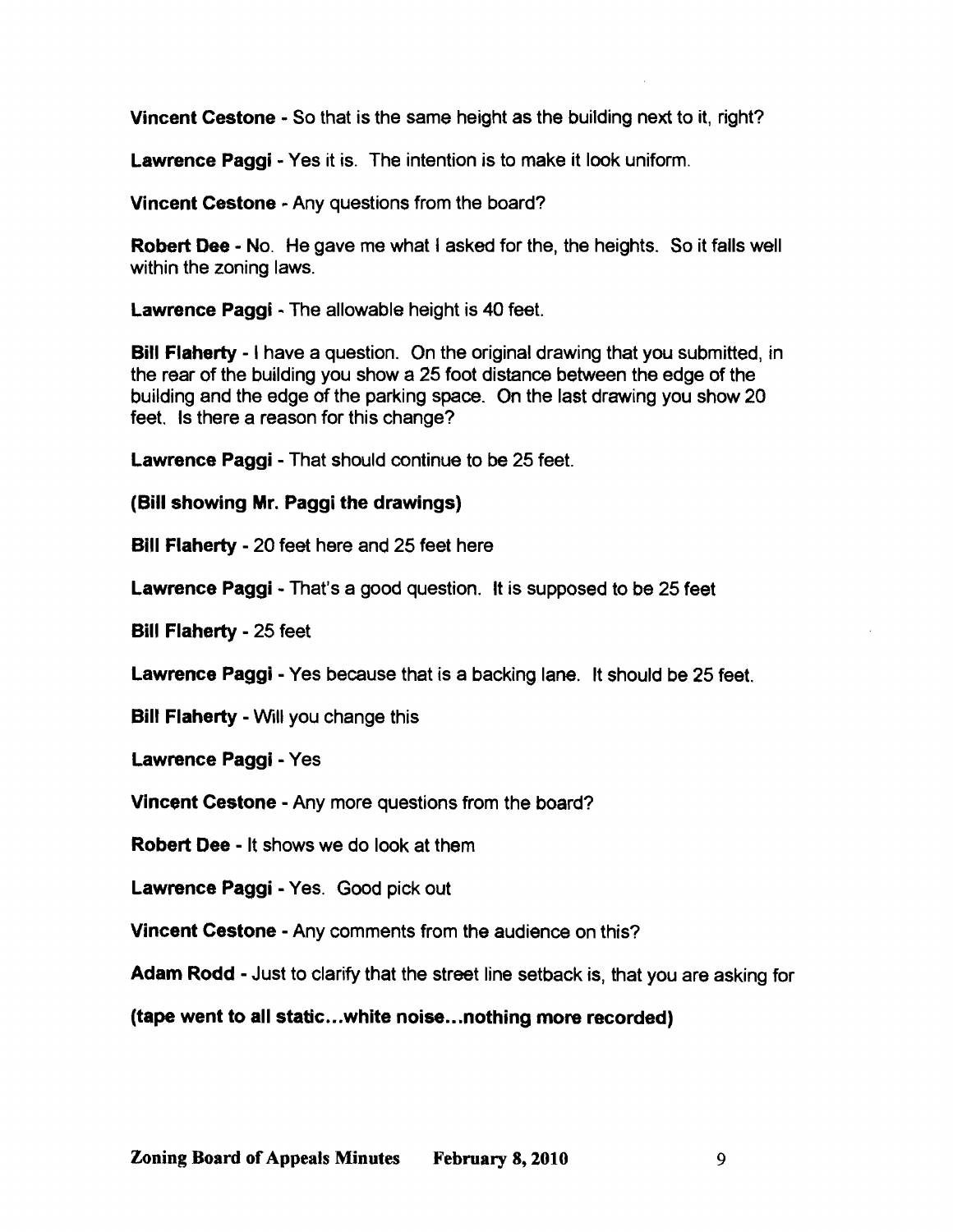**Vincent Cestone** - So that is the same height as the building next to it, right?

**Lawrence Paggi** - Yes it is. The intention is to make it look uniform.

**Vincent Cestone** - Any questions from the board?

**Robert Dee** - No. He gave me what I asked for the, the heights. So it falls well within the zoning laws.

**Lawrence Paggi** - The allowable height is 40 feet.

**Bill Flaherty** - I have a question. On the original drawing that you submitted, in the rear of the building you show a 25 foot distance between the edge of the building and the edge of the parking space. On the last drawing you show 20 feet. Is there a reason for this change?

**Lawrence Paggi** - That should continue to be 25 feet.

**(Bill showing Mr. Paggi the drawings)**

**Bill Flaherty** - 20 feet here and 25 feet here

**Lawrence Paggi** - That's a good question. It is supposed to be 25 feet

**Bill Flaherty** - 25 feet

**Lawrence Paggi** - Yes because that is a backing lane. It should be 25 feet.

**Bill Flaherty** - Will you change this

**Lawrence Paggi** - Yes

**Vincent Cestone** - Any more questions from the board?

**Robert Dee** - It shows we do look at them

**Lawrence Paggi** - Yes. Good pick out

**Vincent Cestone** - Any comments from the audience on this?

**Adam Rodd** - Just to clarify that the street line setback is, that you are asking for

**(tape went to all static...white noise...nothing more recorded)**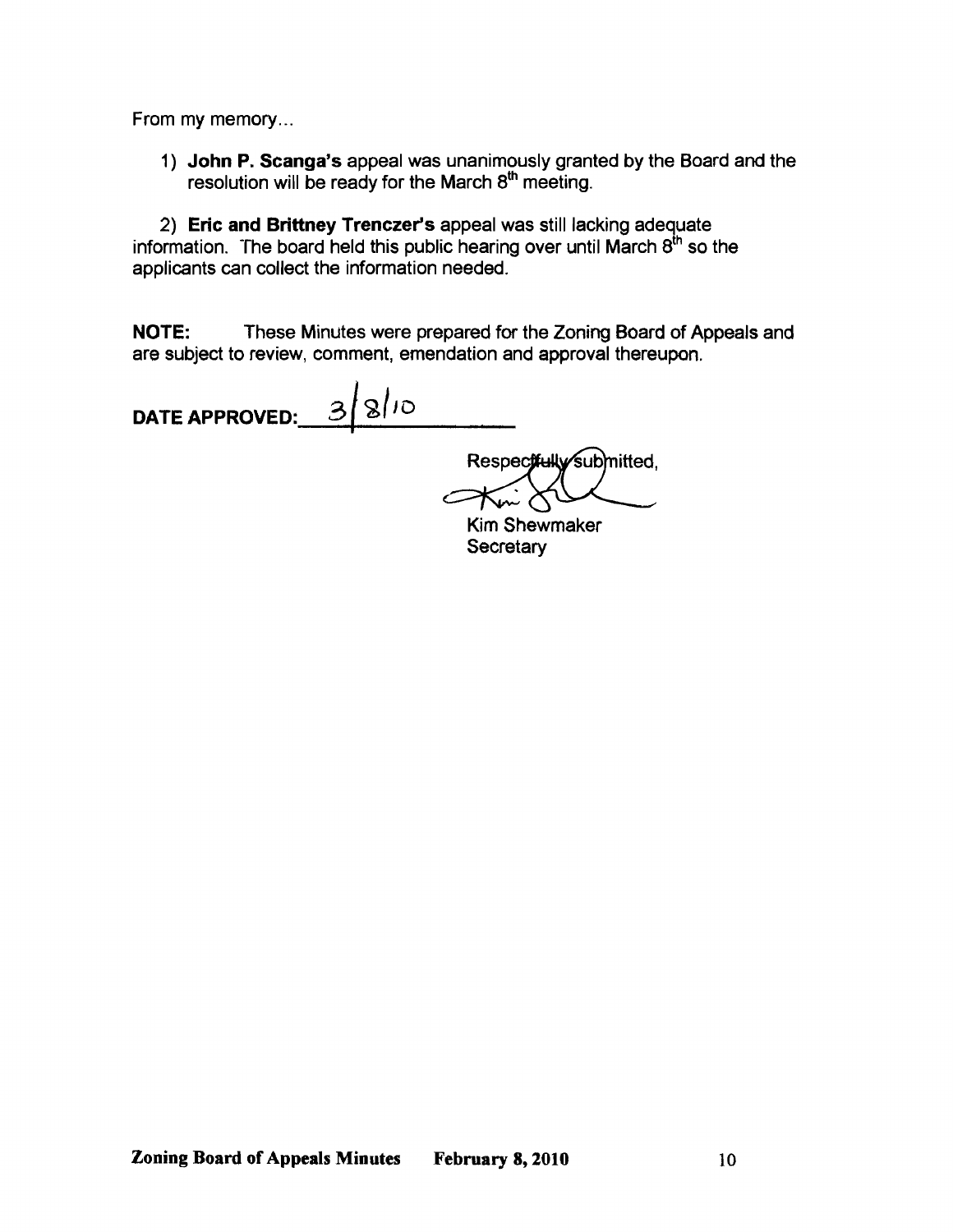From my memory...

1) **John P. Scanga's** appeal was unanimously granted by the Board and the resolution will be ready for the March 8$^{th}$ meeting.

2) **Eric and Brittney Trenczer's** appeal was still lacking adequate information. The board held this public hearing over until March 8$^{th}$ so the applicants can collect the information needed.

**NOTE:** These Minutes were prepared for the Zoning Board of Appeals and are subject to review, comment, emendation and approval thereupon.

**DATE APPROVED:** 3/8/10

Respectfully submitted,

Kim Shewmaker
Secretary